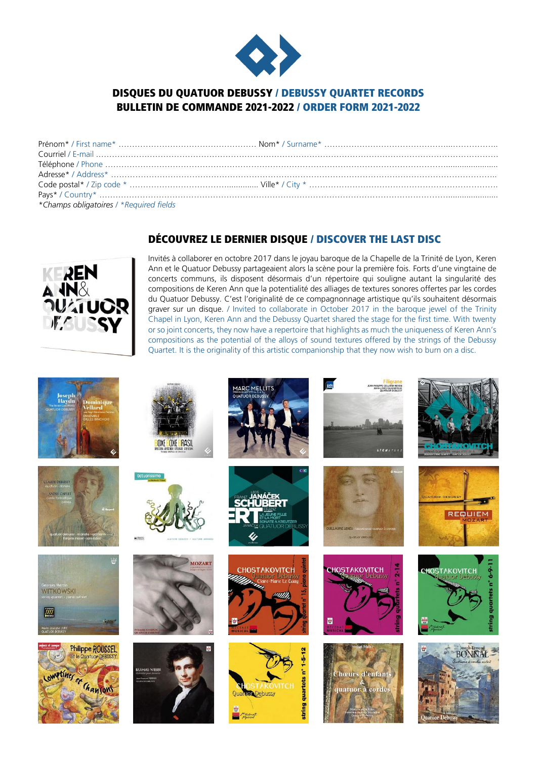# DISQUES DU QUATUOR DEBUSSY / DEBUSSY QUARTET RECORDS

# BULLETIN DE COMMANDE 2021-2022 / ORDER FORM 2021-2022

Prénom* / First name* .................................................. Nom* / Surname* ..................................................

Courriel / E-mail ..................................................................................................................................

Téléphone / Phone ..................................................................................................................................

Adresse* / Address* ..................................................................................................................................

Code postal* / Zip code * .................................................. Ville* / City * ..................................................

Pays* / Country* ..................................................................................................................................

*\*Champs obligatoires / \*Required fields*

## DÉCOUVREZ LE DERNIER DISQUE / DISCOVER THE LAST DISC

Invités à collaborer en octobre 2017 dans le joyau baroque de la Chapelle de la Trinité de Lyon, Keren Ann et le Quatuor Debussy partageaient alors la scène pour la première fois. Forts d'une vingtaine de concerts communs, ils disposent désormais d'un répertoire qui souligne autant la singularité des compositions de Keren Ann que la potentialité des alliages de textures sonores offertes par les cordes du Quatuor Debussy. C'est l'originalité de ce compagnonnage artistique qu'ils souhaitent désormais graver sur un disque. / Invited to collaborate in October 2017 in the baroque jewel of the Trinity Chapel in Lyon, Keren Ann and the Debussy Quartet shared the stage for the first time. With twenty or so joint concerts, they now have a repertoire that highlights as much the uniqueness of Keren Ann's compositions as the potential of the alloys of sound textures offered by the strings of the Debussy Quartet. It is the originality of this artistic companionship that they now wish to burn on a disc.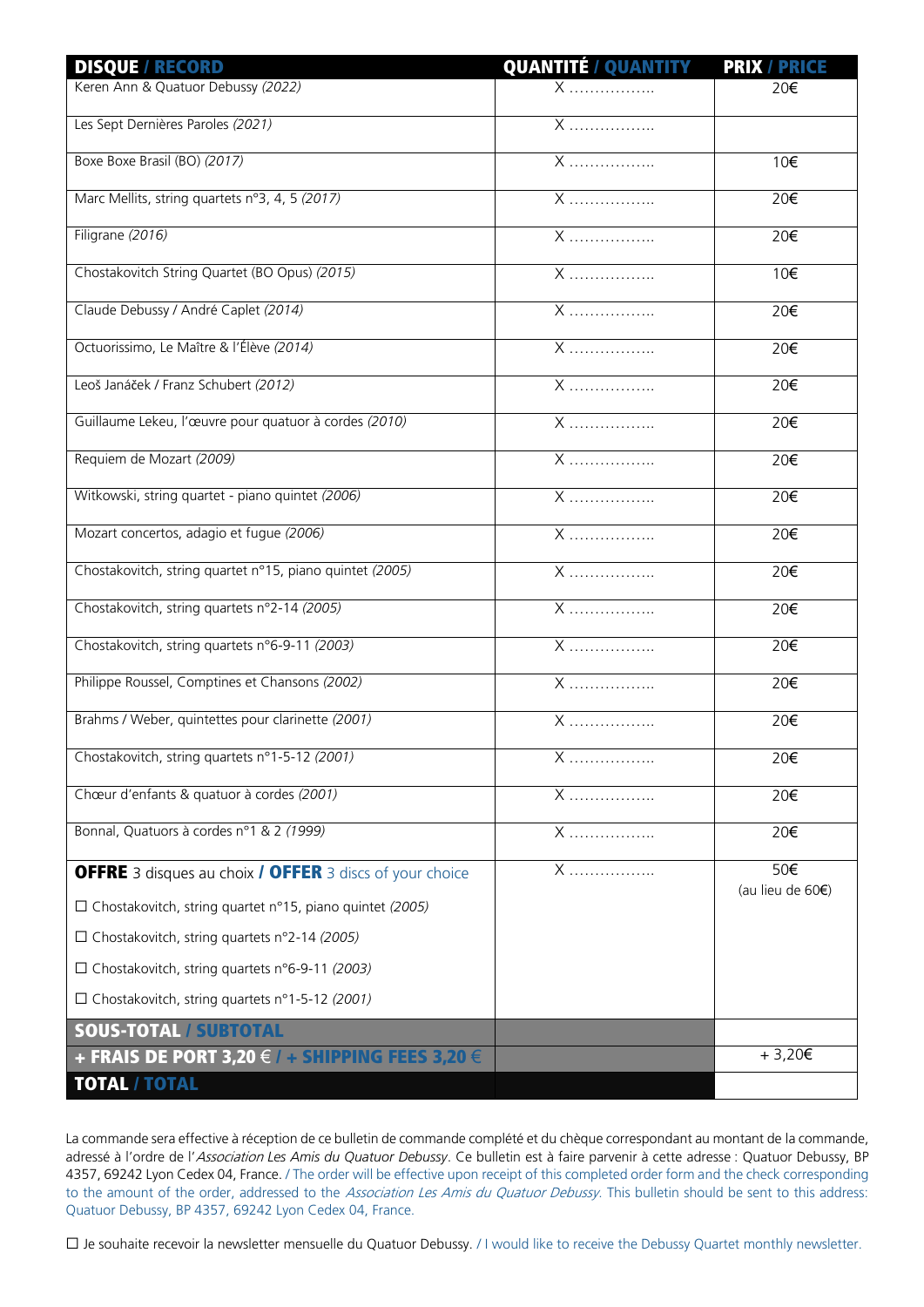| **DISQUE** / **RECORD** | **QUANTITÉ** / **QUANTITY** | **PRIX** / **PRICE** |
|---|---|---|
| Keren Ann & Quatuor Debussy *(2022)* | X ……………… | 20€ |
| Les Sept Dernières Paroles *(2021)* | X ……………… | |
| Boxe Boxe Brasil (BO) *(2017)* | X ……………… | 10€ |
| Marc Mellits, string quartets n°3, 4, 5 *(2017)* | X ……………… | 20€ |
| Filigrane *(2016)* | X ……………… | 20€ |
| Chostakovitch String Quartet (BO Opus) *(2015)* | X ……………… | 10€ |
| Claude Debussy / André Caplet *(2014)* | X ……………… | 20€ |
| Octuorissimo, Le Maître & l'Élève *(2014)* | X ……………… | 20€ |
| Leoš Janáček / Franz Schubert *(2012)* | X ……………… | 20€ |
| Guillaume Lekeu, l'œuvre pour quatuor à cordes *(2010)* | X ……………… | 20€ |
| Requiem de Mozart *(2009)* | X ……………… | 20€ |
| Witkowski, string quartet - piano quintet *(2006)* | X ……………… | 20€ |
| Mozart concertos, adagio et fugue *(2006)* | X ……………… | 20€ |
| Chostakovitch, string quartet n°15, piano quintet *(2005)* | X ……………… | 20€ |
| Chostakovitch, string quartets n°2-14 *(2005)* | X ……………… | 20€ |
| Chostakovitch, string quartets n°6-9-11 *(2003)* | X ……………… | 20€ |
| Philippe Roussel, Comptines et Chansons *(2002)* | X ……………… | 20€ |
| Brahms / Weber, quintettes pour clarinette *(2001)* | X ……………… | 20€ |
| Chostakovitch, string quartets n°1-5-12 *(2001)* | X ……………… | 20€ |
| Chœur d'enfants & quatuor à cordes *(2001)* | X ……………… | 20€ |
| Bonnal, Quatuors à cordes n°1 & 2 *(1999)* | X ……………… | 20€ |
| **OFFRE** 3 disques au choix / **OFFER** 3 discs of your choice<br>☐ Chostakovitch, string quartet n°15, piano quintet *(2005)*<br>☐ Chostakovitch, string quartets n°2-14 *(2005)*<br>☐ Chostakovitch, string quartets n°6-9-11 *(2003)*<br>☐ Chostakovitch, string quartets n°1-5-12 *(2001)* | X ……………… | 50€<br>(au lieu de 60€) |
| **SOUS-TOTAL** / **SUBTOTAL** | | |
| **+ FRAIS DE PORT 3,20 €** / **+ SHIPPING FEES 3,20 €** | | + 3,20€ |
| **TOTAL** / **TOTAL** | | |

La commande sera effective à réception de ce bulletin de commande complété et du chèque correspondant au montant de la commande, adressé à l'ordre de l'*Association Les Amis du Quatuor Debussy*. Ce bulletin est à faire parvenir à cette adresse : Quatuor Debussy, BP 4357, 69242 Lyon Cedex 04, France. / The order will be effective upon receipt of this completed order form and the check corresponding to the amount of the order, addressed to the *Association Les Amis du Quatuor Debussy*. This bulletin should be sent to this address: Quatuor Debussy, BP 4357, 69242 Lyon Cedex 04, France.

☐ Je souhaite recevoir la newsletter mensuelle du Quatuor Debussy. / I would like to receive the Debussy Quartet monthly newsletter.